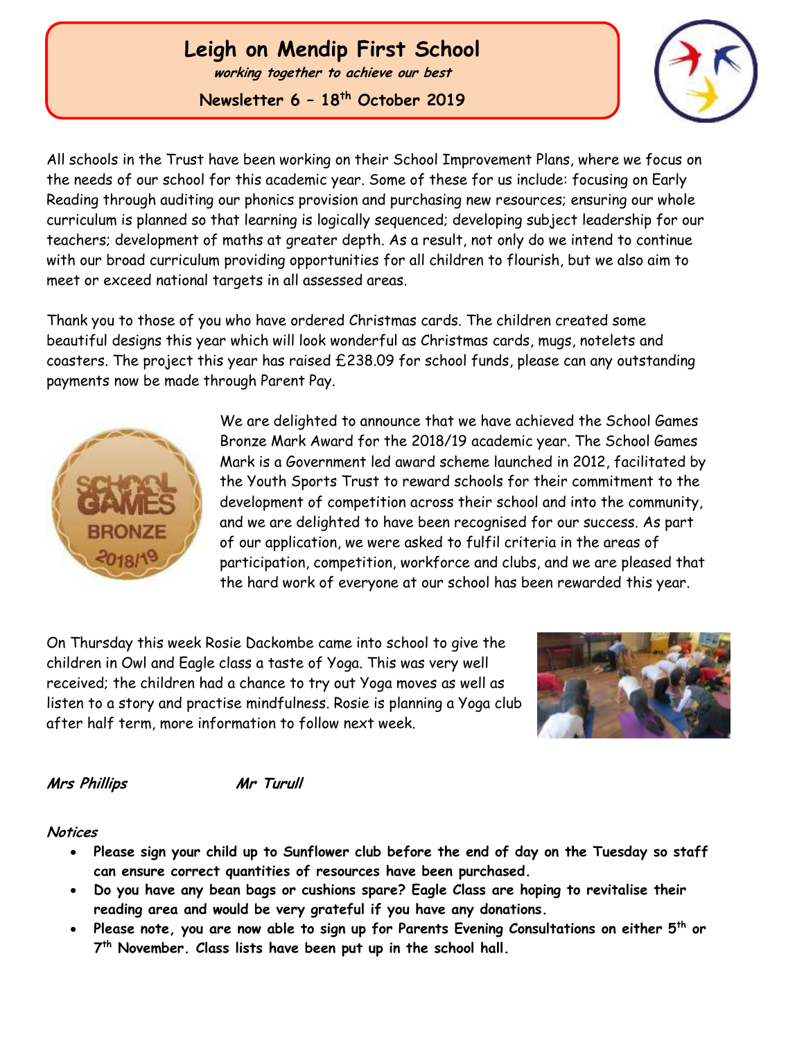# Leigh on Mendip First School

***working together to achieve our best***

**Newsletter 6 – 18th October 2019**

All schools in the Trust have been working on their School Improvement Plans, where we focus on the needs of our school for this academic year. Some of these for us include: focusing on Early Reading through auditing our phonics provision and purchasing new resources; ensuring our whole curriculum is planned so that learning is logically sequenced; developing subject leadership for our teachers; development of maths at greater depth. As a result, not only do we intend to continue with our broad curriculum providing opportunities for all children to flourish, but we also aim to meet or exceed national targets in all assessed areas.

Thank you to those of you who have ordered Christmas cards. The children created some beautiful designs this year which will look wonderful as Christmas cards, mugs, notelets and coasters. The project this year has raised £238.09 for school funds, please can any outstanding payments now be made through Parent Pay.

We are delighted to announce that we have achieved the School Games Bronze Mark Award for the 2018/19 academic year. The School Games Mark is a Government led award scheme launched in 2012, facilitated by the Youth Sports Trust to reward schools for their commitment to the development of competition across their school and into the community, and we are delighted to have been recognised for our success. As part of our application, we were asked to fulfil criteria in the areas of participation, competition, workforce and clubs, and we are pleased that the hard work of everyone at our school has been rewarded this year.

On Thursday this week Rosie Dackombe came into school to give the children in Owl and Eagle class a taste of Yoga. This was very well received; the children had a chance to try out Yoga moves as well as listen to a story and practise mindfulness. Rosie is planning a Yoga club after half term, more information to follow next week.

***Mrs Phillips*** ***Mr Turull***

***Notices***

- **Please sign your child up to Sunflower club before the end of day on the Tuesday so staff can ensure correct quantities of resources have been purchased.**
- **Do you have any bean bags or cushions spare? Eagle Class are hoping to revitalise their reading area and would be very grateful if you have any donations.**
- **Please note, you are now able to sign up for Parents Evening Consultations on either 5th or 7th November. Class lists have been put up in the school hall.**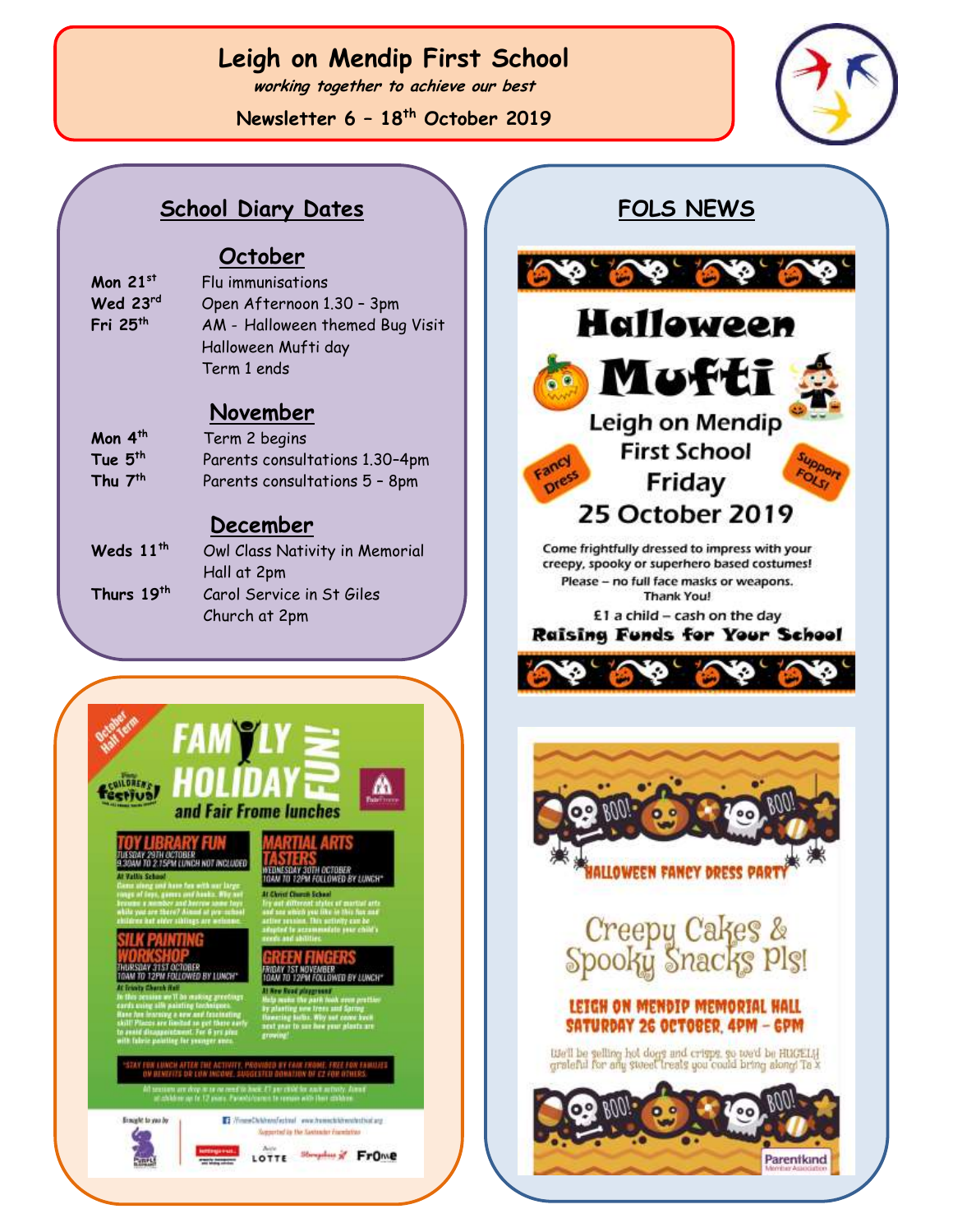# Leigh on Mendip First School

*working together to achieve our best*

**Newsletter 6 – 18th October 2019**

## School Diary Dates

### October

| | |
|---|---|
| **Mon 21st** | Flu immunisations |
| **Wed 23rd** | Open Afternoon 1.30 – 3pm |
| **Fri 25th** | AM - Halloween themed Bug Visit<br>Halloween Mufti day<br>Term 1 ends |

### November

| | |
|---|---|
| **Mon 4th** | Term 2 begins |
| **Tue 5th** | Parents consultations 1.30–4pm |
| **Thu 7th** | Parents consultations 5 – 8pm |

### December

| | |
|---|---|
| **Weds 11th** | Owl Class Nativity in Memorial Hall at 2pm |
| **Thurs 19th** | Carol Service in St Giles Church at 2pm |

October Half Term

**FAMILY HOLIDAY FUN! and Fair Frome lunches**

**TOY LIBRARY FUN**
TUESDAY 29TH OCTOBER
9.30AM TO 2.15PM LUNCH NOT INCLUDED
At Vallis School
Come along and have fun with our large range of toys, games and books. Why not become a member and borrow some toys while you are there? Aimed at pre-school children but older siblings are welcome.

**MARTIAL ARTS TASTERS**
WEDNESDAY 30TH OCTOBER
10AM TO 12PM FOLLOWED BY LUNCH*
At Christ Church School
Try out different styles of martial arts and see which you like in this fun and active session. This activity can be adapted to accommodate your child's needs and abilities.

**SILK PAINTING WORKSHOP**
THURSDAY 31ST OCTOBER
10AM TO 12PM FOLLOWED BY LUNCH*
At Trinity Church Hall
In this session we'll be making greetings cards using silk painting techniques. Have fun learning a new and fascinating skill! Places are limited so get there early to avoid disappointment. For 6 yrs plus with fabric painting for younger ones.

**GREEN FINGERS**
FRIDAY 1ST NOVEMBER
10AM TO 12PM FOLLOWED BY LUNCH*
At New Road playground
Help make the park look even prettier by planting new trees and Spring flowering bulbs. Why not come back next year to see how your plants are growing!

*STAY FOR LUNCH AFTER THE ACTIVITY, PROVIDED BY FAIR FROME. FREE FOR FAMILIES ON BENEFITS OR LOW INCOME. SUGGESTED DONATION OF £2 FOR OTHERS.

All sessions are drop in so no need to book. £1 per child for each activity. Aimed at children up to 12 years. Parents/carers to remain with their children.

## FOLS NEWS

**Halloween Mufti**

**Leigh on Mendip First School**

**Friday 25 October 2019**

Fancy Dress

Support FOLS!

Come frightfully dressed to impress with your creepy, spooky or superhero based costumes!

Please – no full face masks or weapons.

Thank You!

£1 a child – cash on the day

**Raising Funds for Your School**

**HALLOWEEN FANCY DRESS PARTY**

Creepy Cakes & Spooky Snacks Pls!

**LEIGH ON MENDIP MEMORIAL HALL**
**SATURDAY 26 OCTOBER, 4PM – 6PM**

We'll be selling hot dogs and crisps, so we'd be HUGELY grateful for any sweet treats you could bring along! Ta x